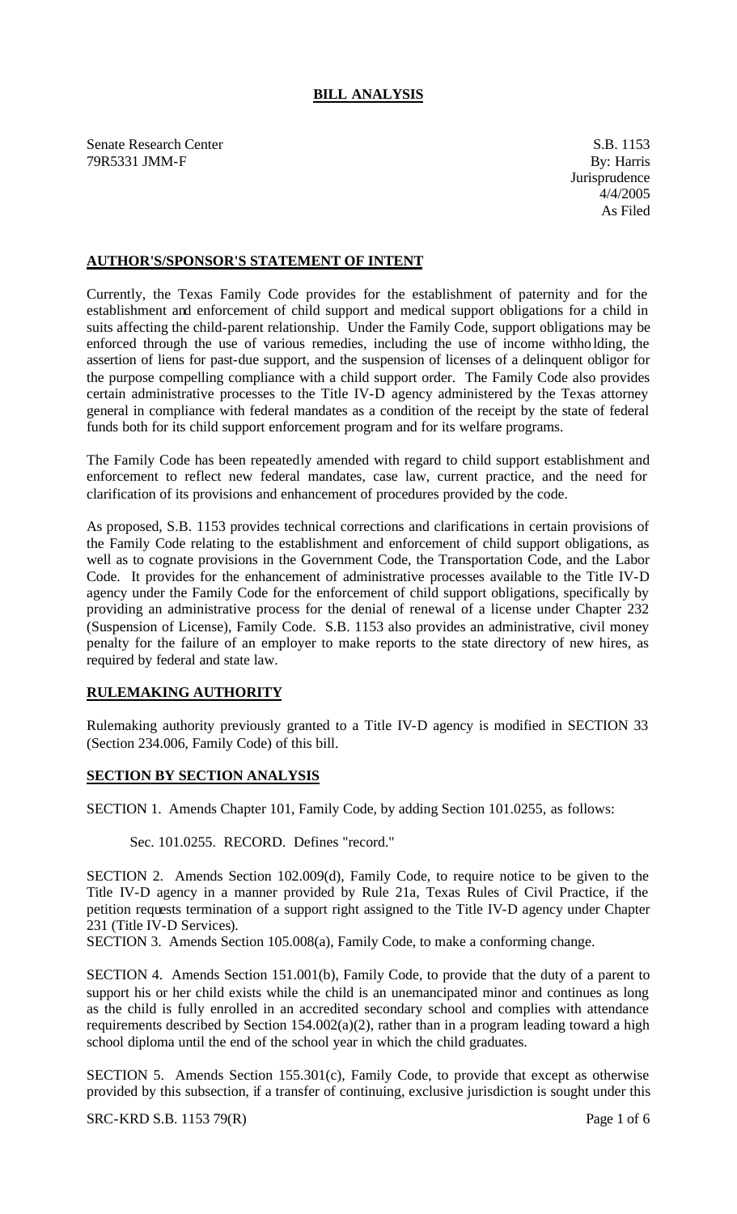# BILL ANALYSIS

Senate Research Center
79R5331 JMM-F

S.B. 1153
By: Harris
Jurisprudence
4/4/2005
As Filed

## AUTHOR'S/SPONSOR'S STATEMENT OF INTENT

Currently, the Texas Family Code provides for the establishment of paternity and for the establishment and enforcement of child support and medical support obligations for a child in suits affecting the child-parent relationship. Under the Family Code, support obligations may be enforced through the use of various remedies, including the use of income withholding, the assertion of liens for past-due support, and the suspension of licenses of a delinquent obligor for the purpose compelling compliance with a child support order. The Family Code also provides certain administrative processes to the Title IV-D agency administered by the Texas attorney general in compliance with federal mandates as a condition of the receipt by the state of federal funds both for its child support enforcement program and for its welfare programs.

The Family Code has been repeatedly amended with regard to child support establishment and enforcement to reflect new federal mandates, case law, current practice, and the need for clarification of its provisions and enhancement of procedures provided by the code.

As proposed, S.B. 1153 provides technical corrections and clarifications in certain provisions of the Family Code relating to the establishment and enforcement of child support obligations, as well as to cognate provisions in the Government Code, the Transportation Code, and the Labor Code. It provides for the enhancement of administrative processes available to the Title IV-D agency under the Family Code for the enforcement of child support obligations, specifically by providing an administrative process for the denial of renewal of a license under Chapter 232 (Suspension of License), Family Code. S.B. 1153 also provides an administrative, civil money penalty for the failure of an employer to make reports to the state directory of new hires, as required by federal and state law.

## RULEMAKING AUTHORITY

Rulemaking authority previously granted to a Title IV-D agency is modified in SECTION 33 (Section 234.006, Family Code) of this bill.

## SECTION BY SECTION ANALYSIS

SECTION 1. Amends Chapter 101, Family Code, by adding Section 101.0255, as follows:

Sec. 101.0255. RECORD. Defines "record."

SECTION 2. Amends Section 102.009(d), Family Code, to require notice to be given to the Title IV-D agency in a manner provided by Rule 21a, Texas Rules of Civil Practice, if the petition requests termination of a support right assigned to the Title IV-D agency under Chapter 231 (Title IV-D Services).

SECTION 3. Amends Section 105.008(a), Family Code, to make a conforming change.

SECTION 4. Amends Section 151.001(b), Family Code, to provide that the duty of a parent to support his or her child exists while the child is an unemancipated minor and continues as long as the child is fully enrolled in an accredited secondary school and complies with attendance requirements described by Section 154.002(a)(2), rather than in a program leading toward a high school diploma until the end of the school year in which the child graduates.

SECTION 5. Amends Section 155.301(c), Family Code, to provide that except as otherwise provided by this subsection, if a transfer of continuing, exclusive jurisdiction is sought under this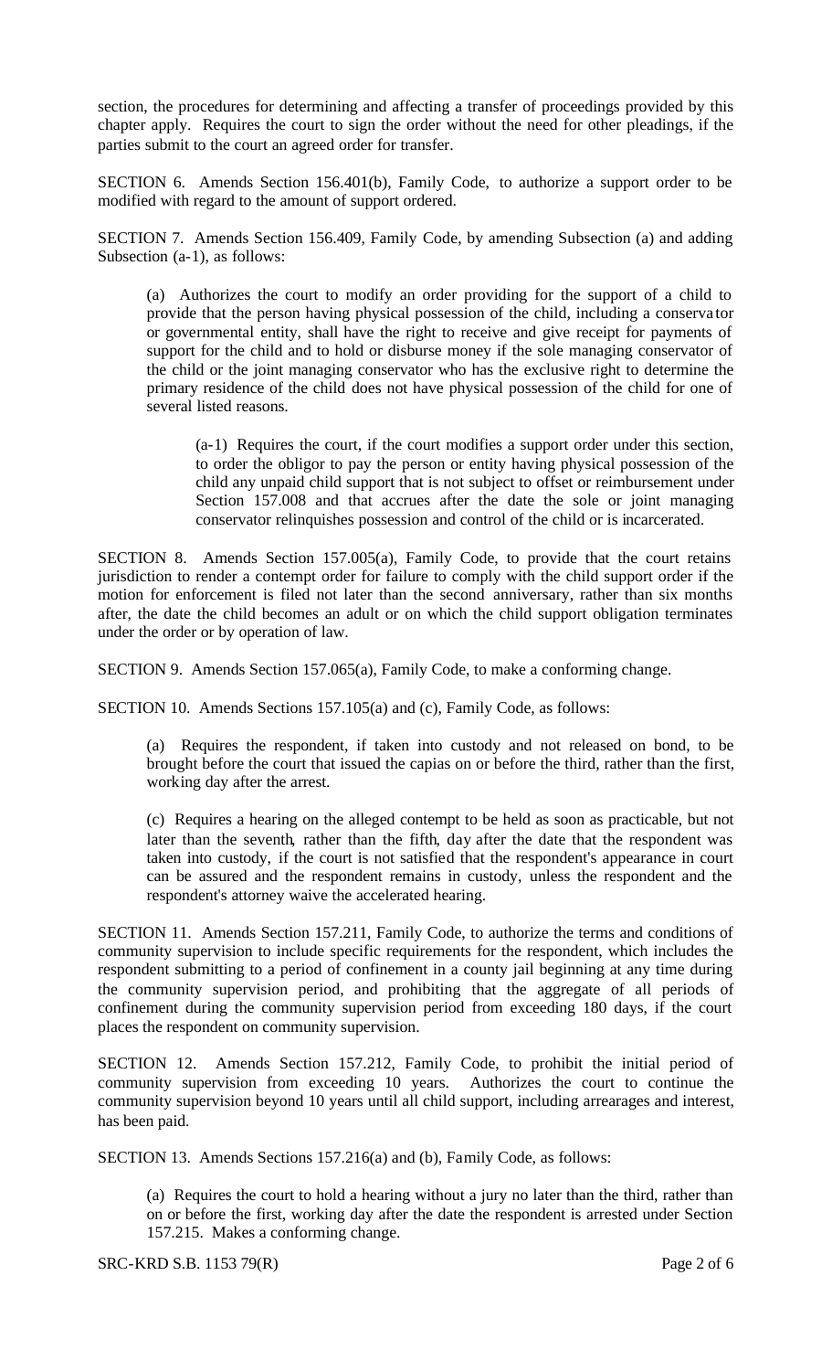section, the procedures for determining and affecting a transfer of proceedings provided by this chapter apply. Requires the court to sign the order without the need for other pleadings, if the parties submit to the court an agreed order for transfer.

SECTION 6. Amends Section 156.401(b), Family Code, to authorize a support order to be modified with regard to the amount of support ordered.

SECTION 7. Amends Section 156.409, Family Code, by amending Subsection (a) and adding Subsection (a-1), as follows:

> (a) Authorizes the court to modify an order providing for the support of a child to provide that the person having physical possession of the child, including a conservator or governmental entity, shall have the right to receive and give receipt for payments of support for the child and to hold or disburse money if the sole managing conservator of the child or the joint managing conservator who has the exclusive right to determine the primary residence of the child does not have physical possession of the child for one of several listed reasons.
>
>> (a-1) Requires the court, if the court modifies a support order under this section, to order the obligor to pay the person or entity having physical possession of the child any unpaid child support that is not subject to offset or reimbursement under Section 157.008 and that accrues after the date the sole or joint managing conservator relinquishes possession and control of the child or is incarcerated.

SECTION 8. Amends Section 157.005(a), Family Code, to provide that the court retains jurisdiction to render a contempt order for failure to comply with the child support order if the motion for enforcement is filed not later than the second anniversary, rather than six months after, the date the child becomes an adult or on which the child support obligation terminates under the order or by operation of law.

SECTION 9. Amends Section 157.065(a), Family Code, to make a conforming change.

SECTION 10. Amends Sections 157.105(a) and (c), Family Code, as follows:

> (a) Requires the respondent, if taken into custody and not released on bond, to be brought before the court that issued the capias on or before the third, rather than the first, working day after the arrest.
>
> (c) Requires a hearing on the alleged contempt to be held as soon as practicable, but not later than the seventh, rather than the fifth, day after the date that the respondent was taken into custody, if the court is not satisfied that the respondent's appearance in court can be assured and the respondent remains in custody, unless the respondent and the respondent's attorney waive the accelerated hearing.

SECTION 11. Amends Section 157.211, Family Code, to authorize the terms and conditions of community supervision to include specific requirements for the respondent, which includes the respondent submitting to a period of confinement in a county jail beginning at any time during the community supervision period, and prohibiting that the aggregate of all periods of confinement during the community supervision period from exceeding 180 days, if the court places the respondent on community supervision.

SECTION 12. Amends Section 157.212, Family Code, to prohibit the initial period of community supervision from exceeding 10 years. Authorizes the court to continue the community supervision beyond 10 years until all child support, including arrearages and interest, has been paid.

SECTION 13. Amends Sections 157.216(a) and (b), Family Code, as follows:

> (a) Requires the court to hold a hearing without a jury no later than the third, rather than on or before the first, working day after the date the respondent is arrested under Section 157.215. Makes a conforming change.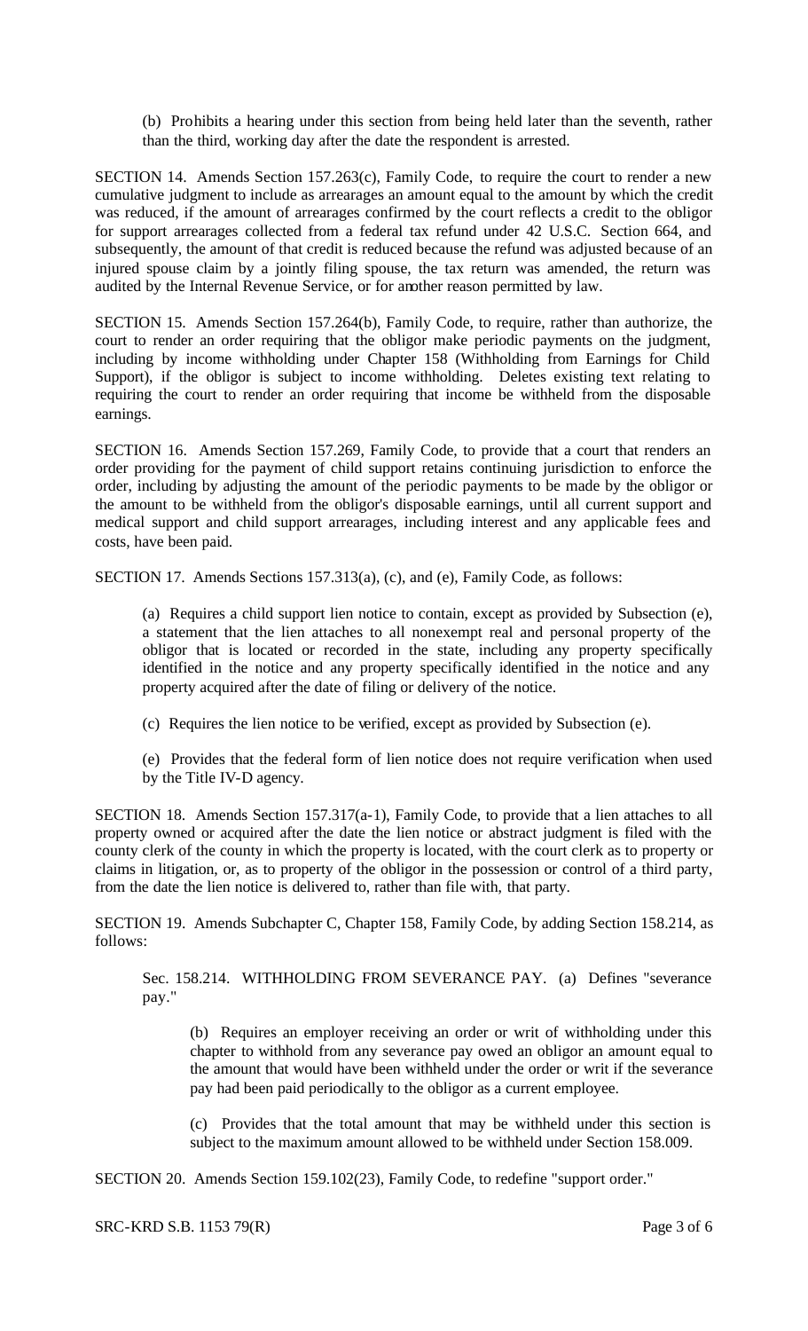(b) Prohibits a hearing under this section from being held later than the seventh, rather than the third, working day after the date the respondent is arrested.

SECTION 14. Amends Section 157.263(c), Family Code, to require the court to render a new cumulative judgment to include as arrearages an amount equal to the amount by which the credit was reduced, if the amount of arrearages confirmed by the court reflects a credit to the obligor for support arrearages collected from a federal tax refund under 42 U.S.C. Section 664, and subsequently, the amount of that credit is reduced because the refund was adjusted because of an injured spouse claim by a jointly filing spouse, the tax return was amended, the return was audited by the Internal Revenue Service, or for another reason permitted by law.

SECTION 15. Amends Section 157.264(b), Family Code, to require, rather than authorize, the court to render an order requiring that the obligor make periodic payments on the judgment, including by income withholding under Chapter 158 (Withholding from Earnings for Child Support), if the obligor is subject to income withholding. Deletes existing text relating to requiring the court to render an order requiring that income be withheld from the disposable earnings.

SECTION 16. Amends Section 157.269, Family Code, to provide that a court that renders an order providing for the payment of child support retains continuing jurisdiction to enforce the order, including by adjusting the amount of the periodic payments to be made by the obligor or the amount to be withheld from the obligor's disposable earnings, until all current support and medical support and child support arrearages, including interest and any applicable fees and costs, have been paid.

SECTION 17. Amends Sections 157.313(a), (c), and (e), Family Code, as follows:

(a) Requires a child support lien notice to contain, except as provided by Subsection (e), a statement that the lien attaches to all nonexempt real and personal property of the obligor that is located or recorded in the state, including any property specifically identified in the notice and any property specifically identified in the notice and any property acquired after the date of filing or delivery of the notice.

(c) Requires the lien notice to be verified, except as provided by Subsection (e).

(e) Provides that the federal form of lien notice does not require verification when used by the Title IV-D agency.

SECTION 18. Amends Section 157.317(a-1), Family Code, to provide that a lien attaches to all property owned or acquired after the date the lien notice or abstract judgment is filed with the county clerk of the county in which the property is located, with the court clerk as to property or claims in litigation, or, as to property of the obligor in the possession or control of a third party, from the date the lien notice is delivered to, rather than file with, that party.

SECTION 19. Amends Subchapter C, Chapter 158, Family Code, by adding Section 158.214, as follows:

Sec. 158.214. WITHHOLDING FROM SEVERANCE PAY. (a) Defines "severance pay."

(b) Requires an employer receiving an order or writ of withholding under this chapter to withhold from any severance pay owed an obligor an amount equal to the amount that would have been withheld under the order or writ if the severance pay had been paid periodically to the obligor as a current employee.

(c) Provides that the total amount that may be withheld under this section is subject to the maximum amount allowed to be withheld under Section 158.009.

SECTION 20. Amends Section 159.102(23), Family Code, to redefine "support order."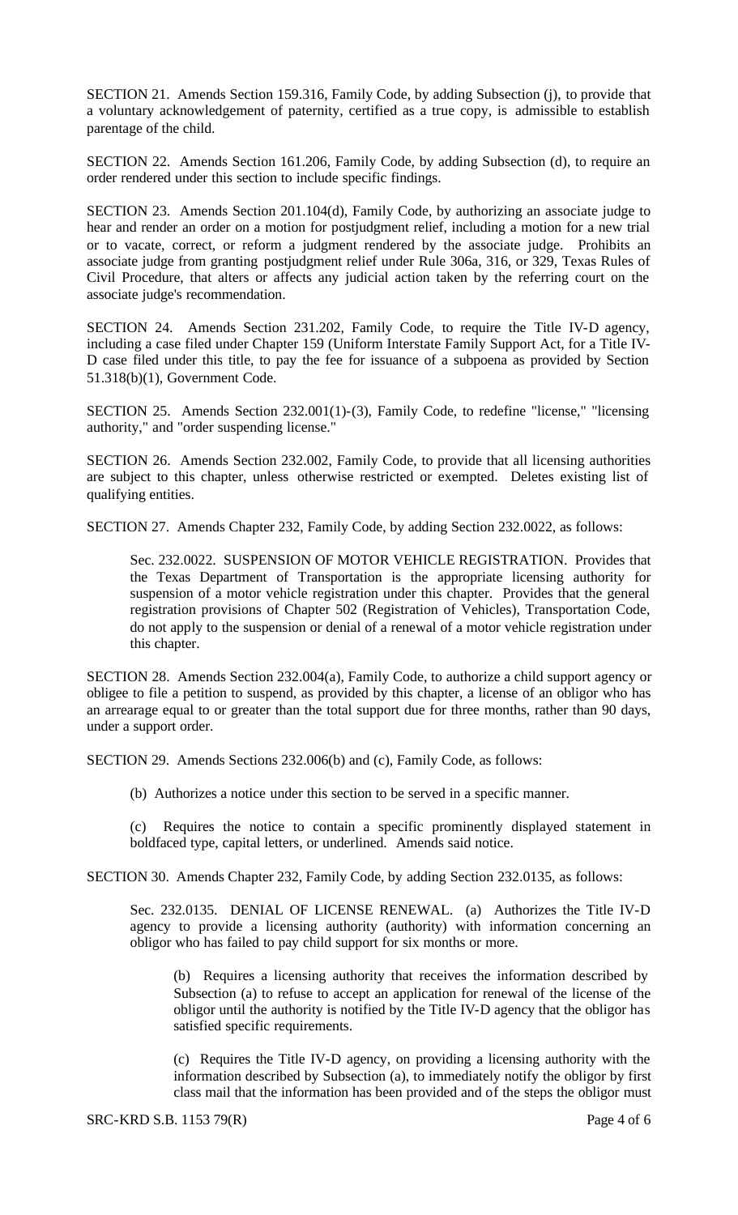SECTION 21. Amends Section 159.316, Family Code, by adding Subsection (j), to provide that a voluntary acknowledgement of paternity, certified as a true copy, is admissible to establish parentage of the child.

SECTION 22. Amends Section 161.206, Family Code, by adding Subsection (d), to require an order rendered under this section to include specific findings.

SECTION 23. Amends Section 201.104(d), Family Code, by authorizing an associate judge to hear and render an order on a motion for postjudgment relief, including a motion for a new trial or to vacate, correct, or reform a judgment rendered by the associate judge. Prohibits an associate judge from granting postjudgment relief under Rule 306a, 316, or 329, Texas Rules of Civil Procedure, that alters or affects any judicial action taken by the referring court on the associate judge's recommendation.

SECTION 24. Amends Section 231.202, Family Code, to require the Title IV-D agency, including a case filed under Chapter 159 (Uniform Interstate Family Support Act, for a Title IV-D case filed under this title, to pay the fee for issuance of a subpoena as provided by Section 51.318(b)(1), Government Code.

SECTION 25. Amends Section 232.001(1)-(3), Family Code, to redefine "license," "licensing authority," and "order suspending license."

SECTION 26. Amends Section 232.002, Family Code, to provide that all licensing authorities are subject to this chapter, unless otherwise restricted or exempted. Deletes existing list of qualifying entities.

SECTION 27. Amends Chapter 232, Family Code, by adding Section 232.0022, as follows:

> Sec. 232.0022. SUSPENSION OF MOTOR VEHICLE REGISTRATION. Provides that the Texas Department of Transportation is the appropriate licensing authority for suspension of a motor vehicle registration under this chapter. Provides that the general registration provisions of Chapter 502 (Registration of Vehicles), Transportation Code, do not apply to the suspension or denial of a renewal of a motor vehicle registration under this chapter.

SECTION 28. Amends Section 232.004(a), Family Code, to authorize a child support agency or obligee to file a petition to suspend, as provided by this chapter, a license of an obligor who has an arrearage equal to or greater than the total support due for three months, rather than 90 days, under a support order.

SECTION 29. Amends Sections 232.006(b) and (c), Family Code, as follows:

> (b) Authorizes a notice under this section to be served in a specific manner.
>
> (c) Requires the notice to contain a specific prominently displayed statement in boldfaced type, capital letters, or underlined. Amends said notice.

SECTION 30. Amends Chapter 232, Family Code, by adding Section 232.0135, as follows:

> Sec. 232.0135. DENIAL OF LICENSE RENEWAL. (a) Authorizes the Title IV-D agency to provide a licensing authority (authority) with information concerning an obligor who has failed to pay child support for six months or more.
>
> > (b) Requires a licensing authority that receives the information described by Subsection (a) to refuse to accept an application for renewal of the license of the obligor until the authority is notified by the Title IV-D agency that the obligor has satisfied specific requirements.
> >
> > (c) Requires the Title IV-D agency, on providing a licensing authority with the information described by Subsection (a), to immediately notify the obligor by first class mail that the information has been provided and of the steps the obligor must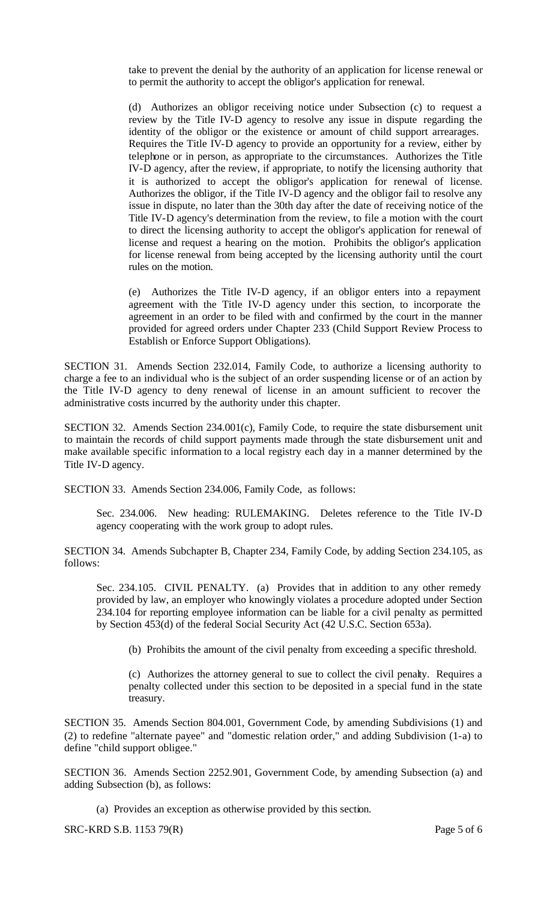take to prevent the denial by the authority of an application for license renewal or to permit the authority to accept the obligor's application for renewal.

(d) Authorizes an obligor receiving notice under Subsection (c) to request a review by the Title IV-D agency to resolve any issue in dispute regarding the identity of the obligor or the existence or amount of child support arrearages. Requires the Title IV-D agency to provide an opportunity for a review, either by telephone or in person, as appropriate to the circumstances. Authorizes the Title IV-D agency, after the review, if appropriate, to notify the licensing authority that it is authorized to accept the obligor's application for renewal of license. Authorizes the obligor, if the Title IV-D agency and the obligor fail to resolve any issue in dispute, no later than the 30th day after the date of receiving notice of the Title IV-D agency's determination from the review, to file a motion with the court to direct the licensing authority to accept the obligor's application for renewal of license and request a hearing on the motion. Prohibits the obligor's application for license renewal from being accepted by the licensing authority until the court rules on the motion.

(e) Authorizes the Title IV-D agency, if an obligor enters into a repayment agreement with the Title IV-D agency under this section, to incorporate the agreement in an order to be filed with and confirmed by the court in the manner provided for agreed orders under Chapter 233 (Child Support Review Process to Establish or Enforce Support Obligations).

SECTION 31. Amends Section 232.014, Family Code, to authorize a licensing authority to charge a fee to an individual who is the subject of an order suspending license or of an action by the Title IV-D agency to deny renewal of license in an amount sufficient to recover the administrative costs incurred by the authority under this chapter.

SECTION 32. Amends Section 234.001(c), Family Code, to require the state disbursement unit to maintain the records of child support payments made through the state disbursement unit and make available specific information to a local registry each day in a manner determined by the Title IV-D agency.

SECTION 33. Amends Section 234.006, Family Code, as follows:

Sec. 234.006. New heading: RULEMAKING. Deletes reference to the Title IV-D agency cooperating with the work group to adopt rules.

SECTION 34. Amends Subchapter B, Chapter 234, Family Code, by adding Section 234.105, as follows:

Sec. 234.105. CIVIL PENALTY. (a) Provides that in addition to any other remedy provided by law, an employer who knowingly violates a procedure adopted under Section 234.104 for reporting employee information can be liable for a civil penalty as permitted by Section 453(d) of the federal Social Security Act (42 U.S.C. Section 653a).

(b) Prohibits the amount of the civil penalty from exceeding a specific threshold.

(c) Authorizes the attorney general to sue to collect the civil penalty. Requires a penalty collected under this section to be deposited in a special fund in the state treasury.

SECTION 35. Amends Section 804.001, Government Code, by amending Subdivisions (1) and (2) to redefine "alternate payee" and "domestic relation order," and adding Subdivision (1-a) to define "child support obligee."

SECTION 36. Amends Section 2252.901, Government Code, by amending Subsection (a) and adding Subsection (b), as follows:

(a) Provides an exception as otherwise provided by this section.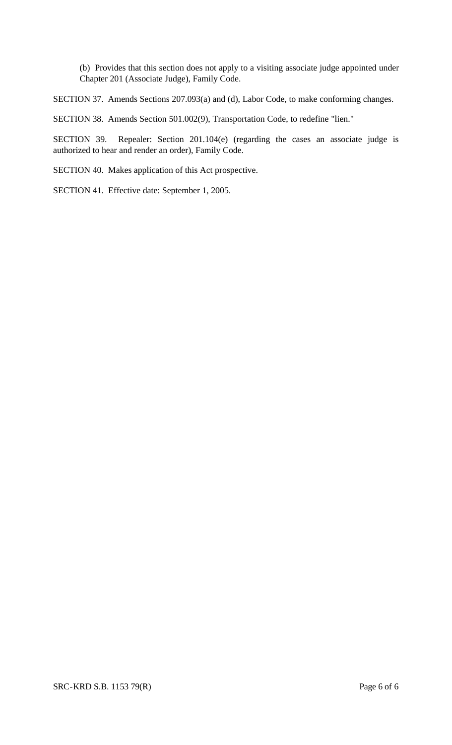(b) Provides that this section does not apply to a visiting associate judge appointed under Chapter 201 (Associate Judge), Family Code.

SECTION 37. Amends Sections 207.093(a) and (d), Labor Code, to make conforming changes.

SECTION 38. Amends Section 501.002(9), Transportation Code, to redefine "lien."

SECTION 39. Repealer: Section 201.104(e) (regarding the cases an associate judge is authorized to hear and render an order), Family Code.

SECTION 40. Makes application of this Act prospective.

SECTION 41. Effective date: September 1, 2005.